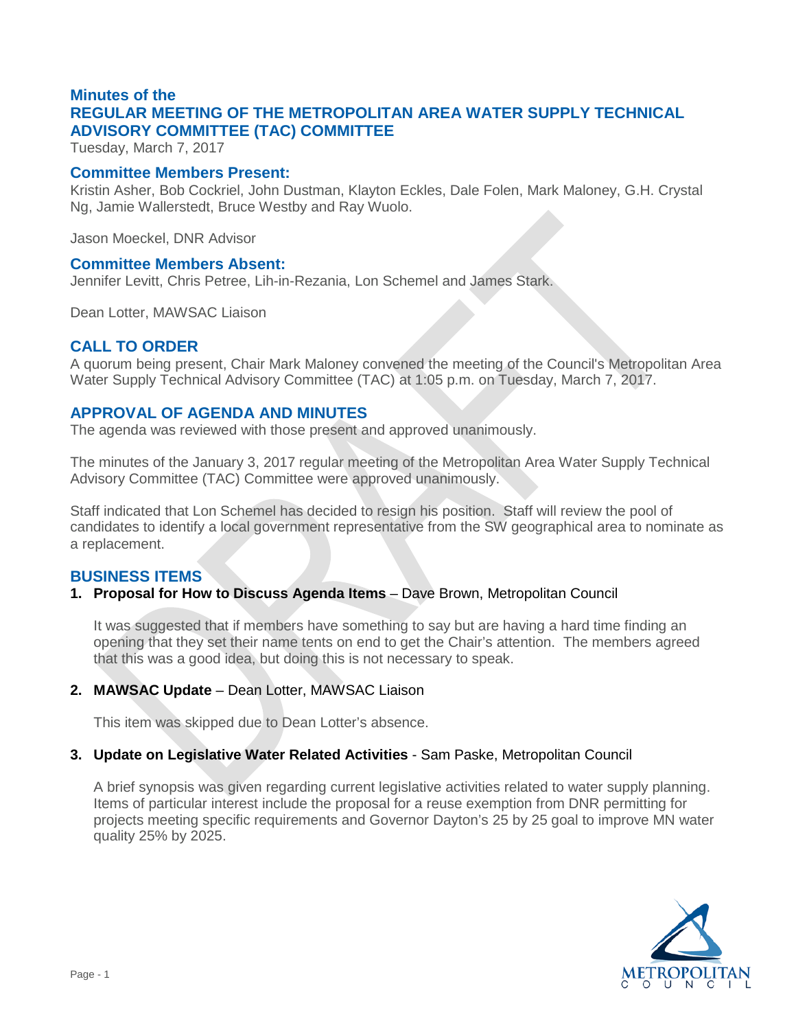# Minutes of the
# REGULAR MEETING OF THE METROPOLITAN AREA WATER SUPPLY TECHNICAL ADVISORY COMMITTEE (TAC) COMMITTEE

Tuesday, March 7, 2017

## Committee Members Present:

Kristin Asher, Bob Cockriel, John Dustman, Klayton Eckles, Dale Folen, Mark Maloney, G.H. Crystal Ng, Jamie Wallerstedt, Bruce Westby and Ray Wuolo.

Jason Moeckel, DNR Advisor

## Committee Members Absent:

Jennifer Levitt, Chris Petree, Lih-in-Rezania, Lon Schemel and James Stark.

Dean Lotter, MAWSAC Liaison

## CALL TO ORDER

A quorum being present, Chair Mark Maloney convened the meeting of the Council's Metropolitan Area Water Supply Technical Advisory Committee (TAC) at 1:05 p.m. on Tuesday, March 7, 2017.

## APPROVAL OF AGENDA AND MINUTES

The agenda was reviewed with those present and approved unanimously.

The minutes of the January 3, 2017 regular meeting of the Metropolitan Area Water Supply Technical Advisory Committee (TAC) Committee were approved unanimously.

Staff indicated that Lon Schemel has decided to resign his position. Staff will review the pool of candidates to identify a local government representative from the SW geographical area to nominate as a replacement.

## BUSINESS ITEMS

1. **Proposal for How to Discuss Agenda Items** – Dave Brown, Metropolitan Council

   It was suggested that if members have something to say but are having a hard time finding an opening that they set their name tents on end to get the Chair's attention. The members agreed that this was a good idea, but doing this is not necessary to speak.

2. **MAWSAC Update** – Dean Lotter, MAWSAC Liaison

   This item was skipped due to Dean Lotter's absence.

3. **Update on Legislative Water Related Activities** - Sam Paske, Metropolitan Council

   A brief synopsis was given regarding current legislative activities related to water supply planning. Items of particular interest include the proposal for a reuse exemption from DNR permitting for projects meeting specific requirements and Governor Dayton's 25 by 25 goal to improve MN water quality 25% by 2025.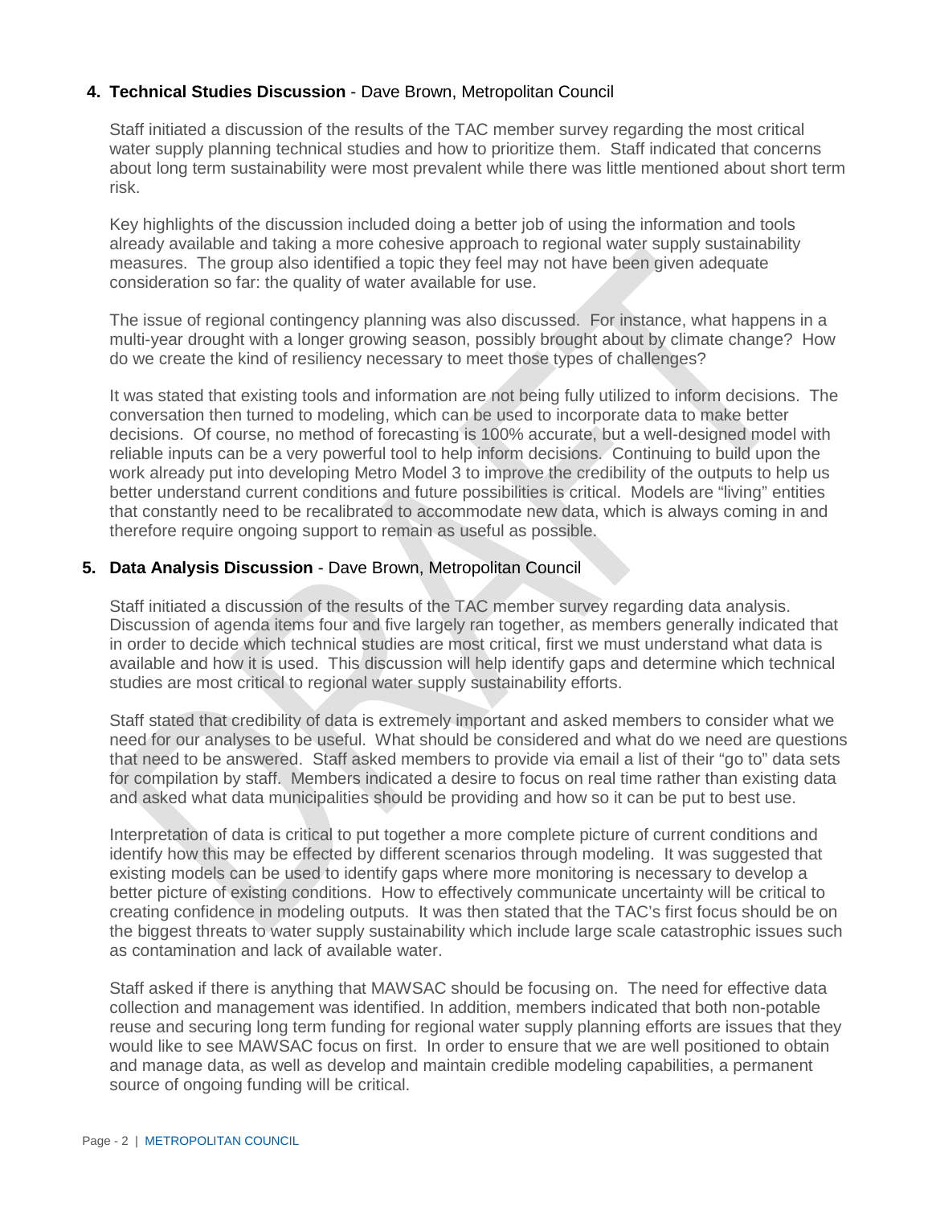4. **Technical Studies Discussion** - Dave Brown, Metropolitan Council

   Staff initiated a discussion of the results of the TAC member survey regarding the most critical water supply planning technical studies and how to prioritize them. Staff indicated that concerns about long term sustainability were most prevalent while there was little mentioned about short term risk.

   Key highlights of the discussion included doing a better job of using the information and tools already available and taking a more cohesive approach to regional water supply sustainability measures. The group also identified a topic they feel may not have been given adequate consideration so far: the quality of water available for use.

   The issue of regional contingency planning was also discussed. For instance, what happens in a multi-year drought with a longer growing season, possibly brought about by climate change? How do we create the kind of resiliency necessary to meet those types of challenges?

   It was stated that existing tools and information are not being fully utilized to inform decisions. The conversation then turned to modeling, which can be used to incorporate data to make better decisions. Of course, no method of forecasting is 100% accurate, but a well-designed model with reliable inputs can be a very powerful tool to help inform decisions. Continuing to build upon the work already put into developing Metro Model 3 to improve the credibility of the outputs to help us better understand current conditions and future possibilities is critical. Models are "living" entities that constantly need to be recalibrated to accommodate new data, which is always coming in and therefore require ongoing support to remain as useful as possible.

5. **Data Analysis Discussion** - Dave Brown, Metropolitan Council

   Staff initiated a discussion of the results of the TAC member survey regarding data analysis. Discussion of agenda items four and five largely ran together, as members generally indicated that in order to decide which technical studies are most critical, first we must understand what data is available and how it is used. This discussion will help identify gaps and determine which technical studies are most critical to regional water supply sustainability efforts.

   Staff stated that credibility of data is extremely important and asked members to consider what we need for our analyses to be useful. What should be considered and what do we need are questions that need to be answered. Staff asked members to provide via email a list of their "go to" data sets for compilation by staff. Members indicated a desire to focus on real time rather than existing data and asked what data municipalities should be providing and how so it can be put to best use.

   Interpretation of data is critical to put together a more complete picture of current conditions and identify how this may be effected by different scenarios through modeling. It was suggested that existing models can be used to identify gaps where more monitoring is necessary to develop a better picture of existing conditions. How to effectively communicate uncertainty will be critical to creating confidence in modeling outputs. It was then stated that the TAC's first focus should be on the biggest threats to water supply sustainability which include large scale catastrophic issues such as contamination and lack of available water.

   Staff asked if there is anything that MAWSAC should be focusing on. The need for effective data collection and management was identified. In addition, members indicated that both non-potable reuse and securing long term funding for regional water supply planning efforts are issues that they would like to see MAWSAC focus on first. In order to ensure that we are well positioned to obtain and manage data, as well as develop and maintain credible modeling capabilities, a permanent source of ongoing funding will be critical.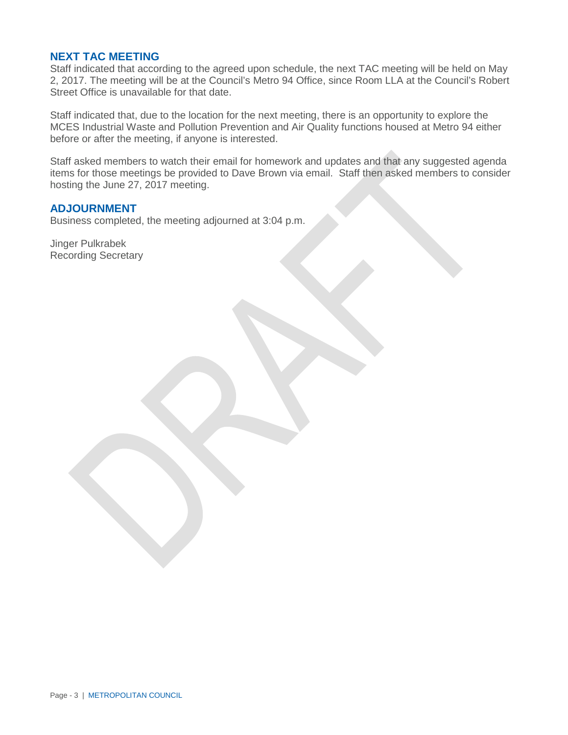## NEXT TAC MEETING

Staff indicated that according to the agreed upon schedule, the next TAC meeting will be held on May 2, 2017. The meeting will be at the Council's Metro 94 Office, since Room LLA at the Council's Robert Street Office is unavailable for that date.

Staff indicated that, due to the location for the next meeting, there is an opportunity to explore the MCES Industrial Waste and Pollution Prevention and Air Quality functions housed at Metro 94 either before or after the meeting, if anyone is interested.

Staff asked members to watch their email for homework and updates and that any suggested agenda items for those meetings be provided to Dave Brown via email. Staff then asked members to consider hosting the June 27, 2017 meeting.

## ADJOURNMENT

Business completed, the meeting adjourned at 3:04 p.m.

Jinger Pulkrabek
Recording Secretary